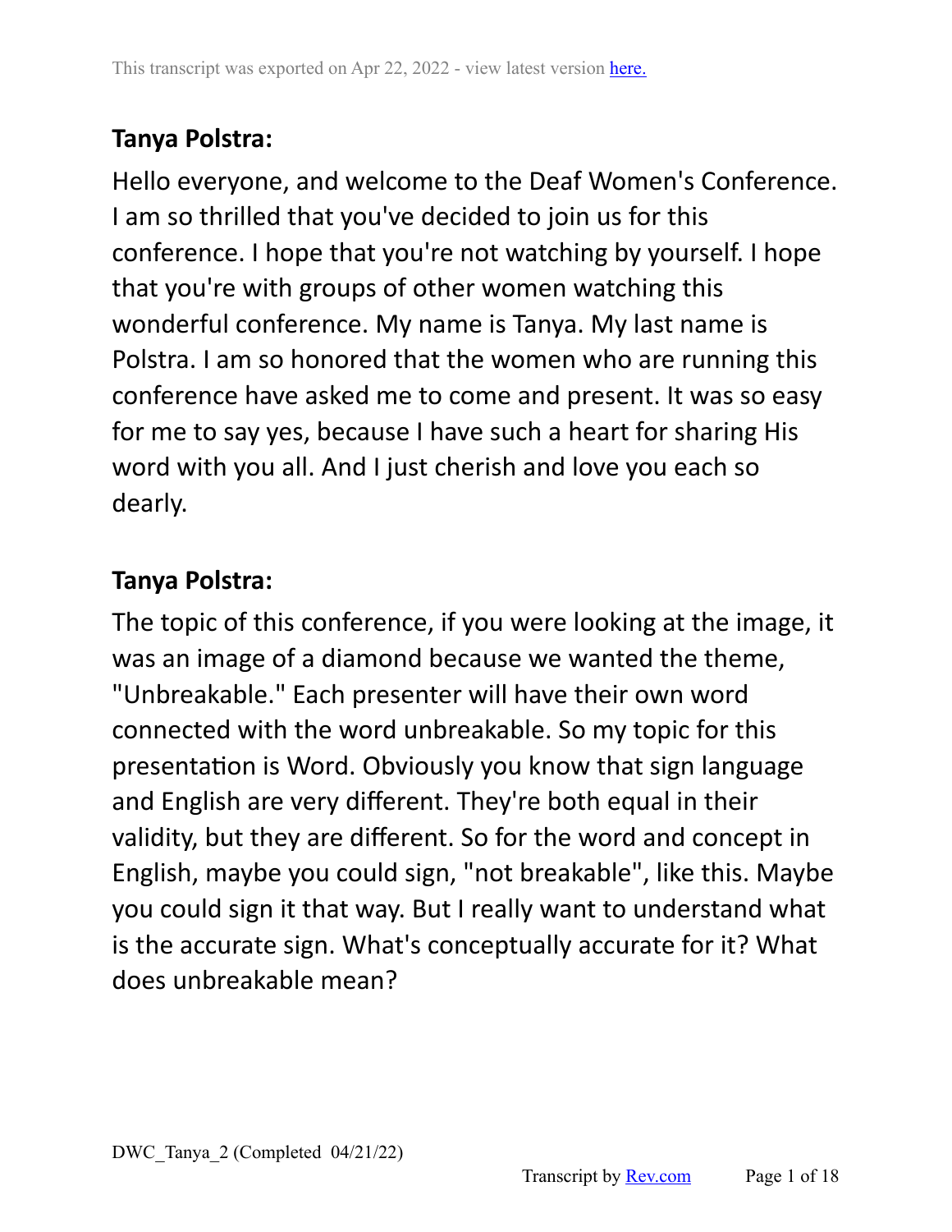**Tanya Polstra:**

Hello everyone, and welcome to the Deaf Women's Conference. I am so thrilled that you've decided to join us for this conference. I hope that you're not watching by yourself. I hope that you're with groups of other women watching this wonderful conference. My name is Tanya. My last name is Polstra. I am so honored that the women who are running this conference have asked me to come and present. It was so easy for me to say yes, because I have such a heart for sharing His word with you all. And I just cherish and love you each so dearly.

**Tanya Polstra:**

The topic of this conference, if you were looking at the image, it was an image of a diamond because we wanted the theme, "Unbreakable." Each presenter will have their own word connected with the word unbreakable. So my topic for this presentation is Word. Obviously you know that sign language and English are very different. They're both equal in their validity, but they are different. So for the word and concept in English, maybe you could sign, "not breakable", like this. Maybe you could sign it that way. But I really want to understand what is the accurate sign. What's conceptually accurate for it? What does unbreakable mean?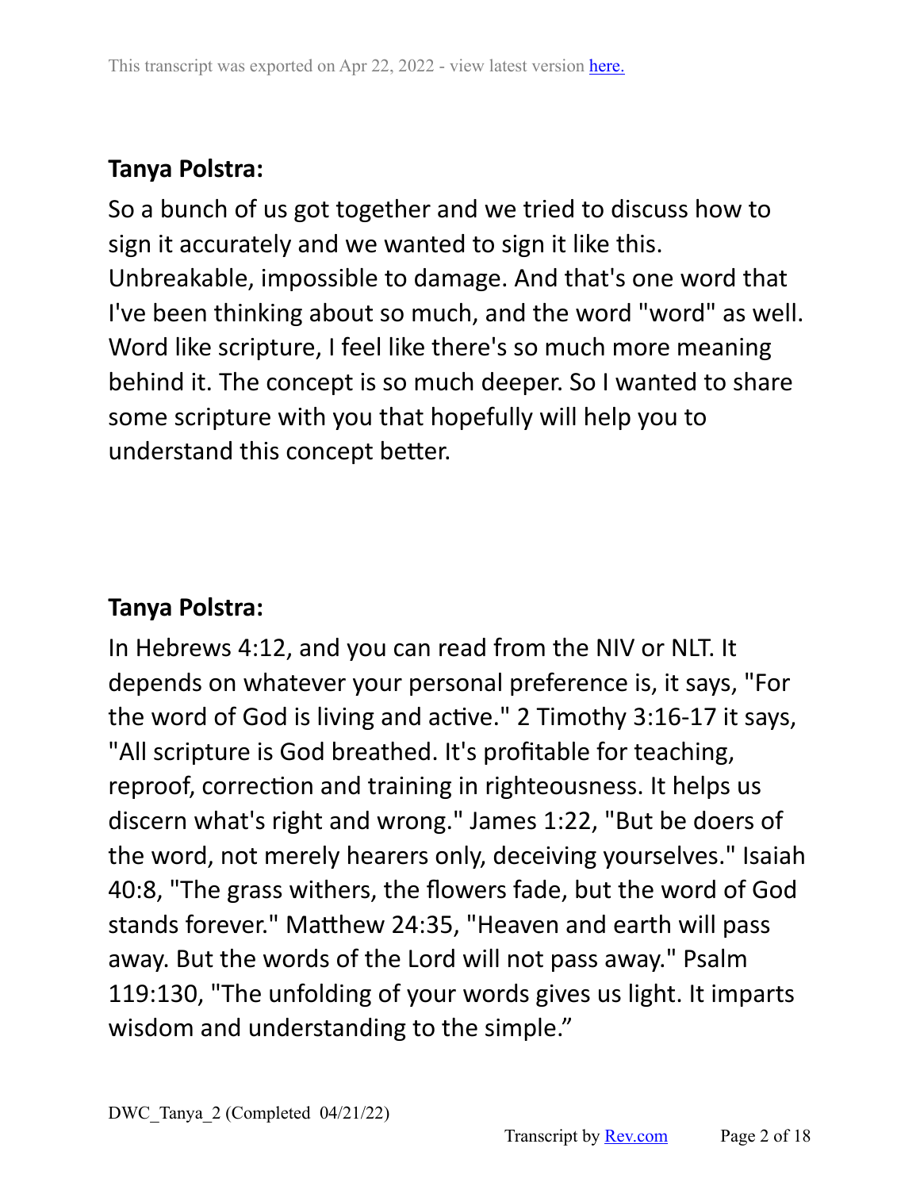**Tanya Polstra:**

So a bunch of us got together and we tried to discuss how to sign it accurately and we wanted to sign it like this. Unbreakable, impossible to damage. And that's one word that I've been thinking about so much, and the word "word" as well. Word like scripture, I feel like there's so much more meaning behind it. The concept is so much deeper. So I wanted to share some scripture with you that hopefully will help you to understand this concept better.

**Tanya Polstra:**

In Hebrews 4:12, and you can read from the NIV or NLT. It depends on whatever your personal preference is, it says, "For the word of God is living and active." 2 Timothy 3:16-17 it says, "All scripture is God breathed. It's profitable for teaching, reproof, correction and training in righteousness. It helps us discern what's right and wrong." James 1:22, "But be doers of the word, not merely hearers only, deceiving yourselves." Isaiah 40:8, "The grass withers, the flowers fade, but the word of God stands forever." Matthew 24:35, "Heaven and earth will pass away. But the words of the Lord will not pass away." Psalm 119:130, "The unfolding of your words gives us light. It imparts wisdom and understanding to the simple."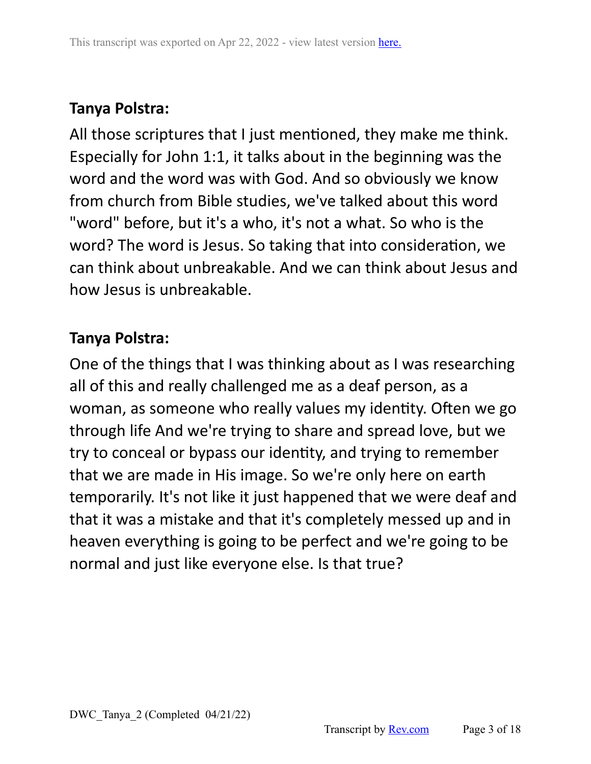**Tanya Polstra:**

All those scriptures that I just mentioned, they make me think. Especially for John 1:1, it talks about in the beginning was the word and the word was with God. And so obviously we know from church from Bible studies, we've talked about this word "word" before, but it's a who, it's not a what. So who is the word? The word is Jesus. So taking that into consideration, we can think about unbreakable. And we can think about Jesus and how Jesus is unbreakable.

**Tanya Polstra:**

One of the things that I was thinking about as I was researching all of this and really challenged me as a deaf person, as a woman, as someone who really values my identity. Often we go through life And we're trying to share and spread love, but we try to conceal or bypass our identity, and trying to remember that we are made in His image. So we're only here on earth temporarily. It's not like it just happened that we were deaf and that it was a mistake and that it's completely messed up and in heaven everything is going to be perfect and we're going to be normal and just like everyone else. Is that true?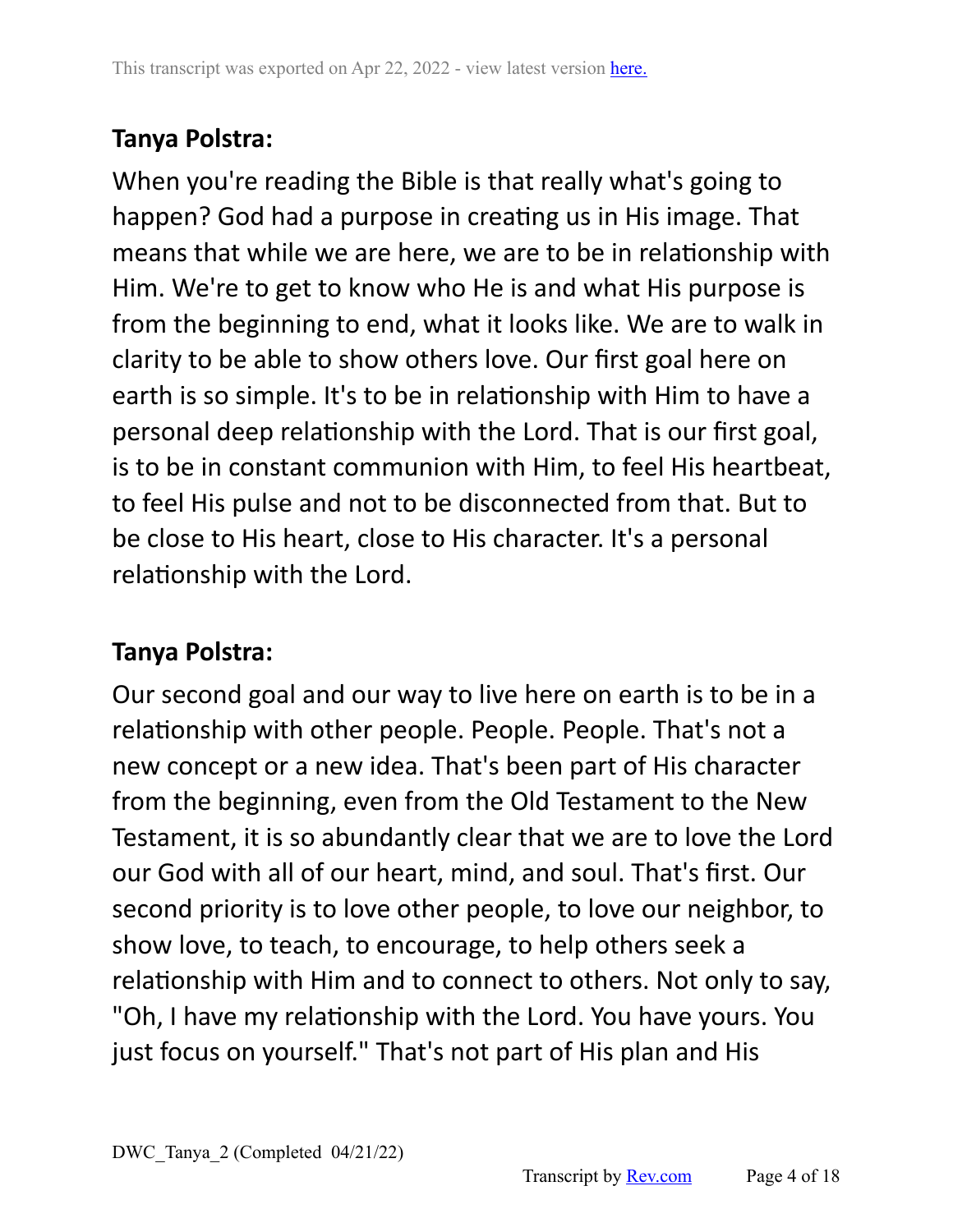**Tanya Polstra:**

When you're reading the Bible is that really what's going to happen? God had a purpose in creating us in His image. That means that while we are here, we are to be in relationship with Him. We're to get to know who He is and what His purpose is from the beginning to end, what it looks like. We are to walk in clarity to be able to show others love. Our first goal here on earth is so simple. It's to be in relationship with Him to have a personal deep relationship with the Lord. That is our first goal, is to be in constant communion with Him, to feel His heartbeat, to feel His pulse and not to be disconnected from that. But to be close to His heart, close to His character. It's a personal relationship with the Lord.

**Tanya Polstra:**

Our second goal and our way to live here on earth is to be in a relationship with other people. People. People. That's not a new concept or a new idea. That's been part of His character from the beginning, even from the Old Testament to the New Testament, it is so abundantly clear that we are to love the Lord our God with all of our heart, mind, and soul. That's first. Our second priority is to love other people, to love our neighbor, to show love, to teach, to encourage, to help others seek a relationship with Him and to connect to others. Not only to say, "Oh, I have my relationship with the Lord. You have yours. You just focus on yourself." That's not part of His plan and His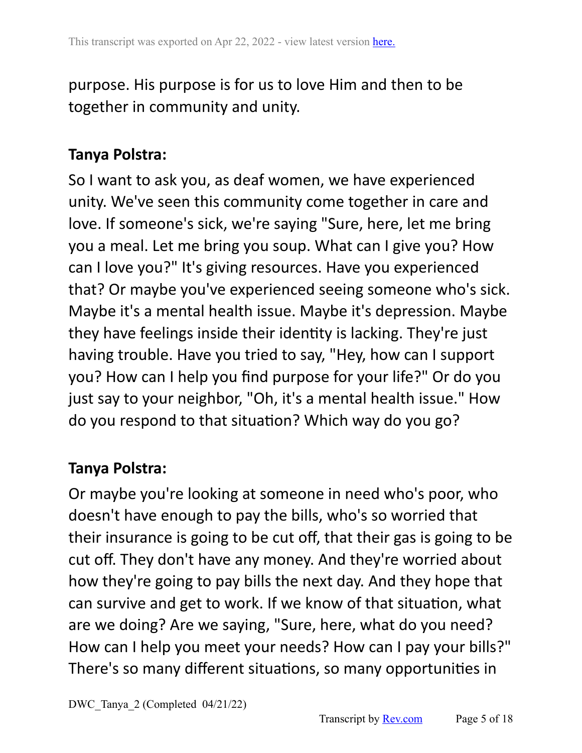purpose. His purpose is for us to love Him and then to be together in community and unity.

**Tanya Polstra:**

So I want to ask you, as deaf women, we have experienced unity. We've seen this community come together in care and love. If someone's sick, we're saying "Sure, here, let me bring you a meal. Let me bring you soup. What can I give you? How can I love you?" It's giving resources. Have you experienced that? Or maybe you've experienced seeing someone who's sick. Maybe it's a mental health issue. Maybe it's depression. Maybe they have feelings inside their identity is lacking. They're just having trouble. Have you tried to say, "Hey, how can I support you? How can I help you find purpose for your life?" Or do you just say to your neighbor, "Oh, it's a mental health issue." How do you respond to that situation? Which way do you go?

**Tanya Polstra:**

Or maybe you're looking at someone in need who's poor, who doesn't have enough to pay the bills, who's so worried that their insurance is going to be cut off, that their gas is going to be cut off. They don't have any money. And they're worried about how they're going to pay bills the next day. And they hope that can survive and get to work. If we know of that situation, what are we doing? Are we saying, "Sure, here, what do you need? How can I help you meet your needs? How can I pay your bills?" There's so many different situations, so many opportunities in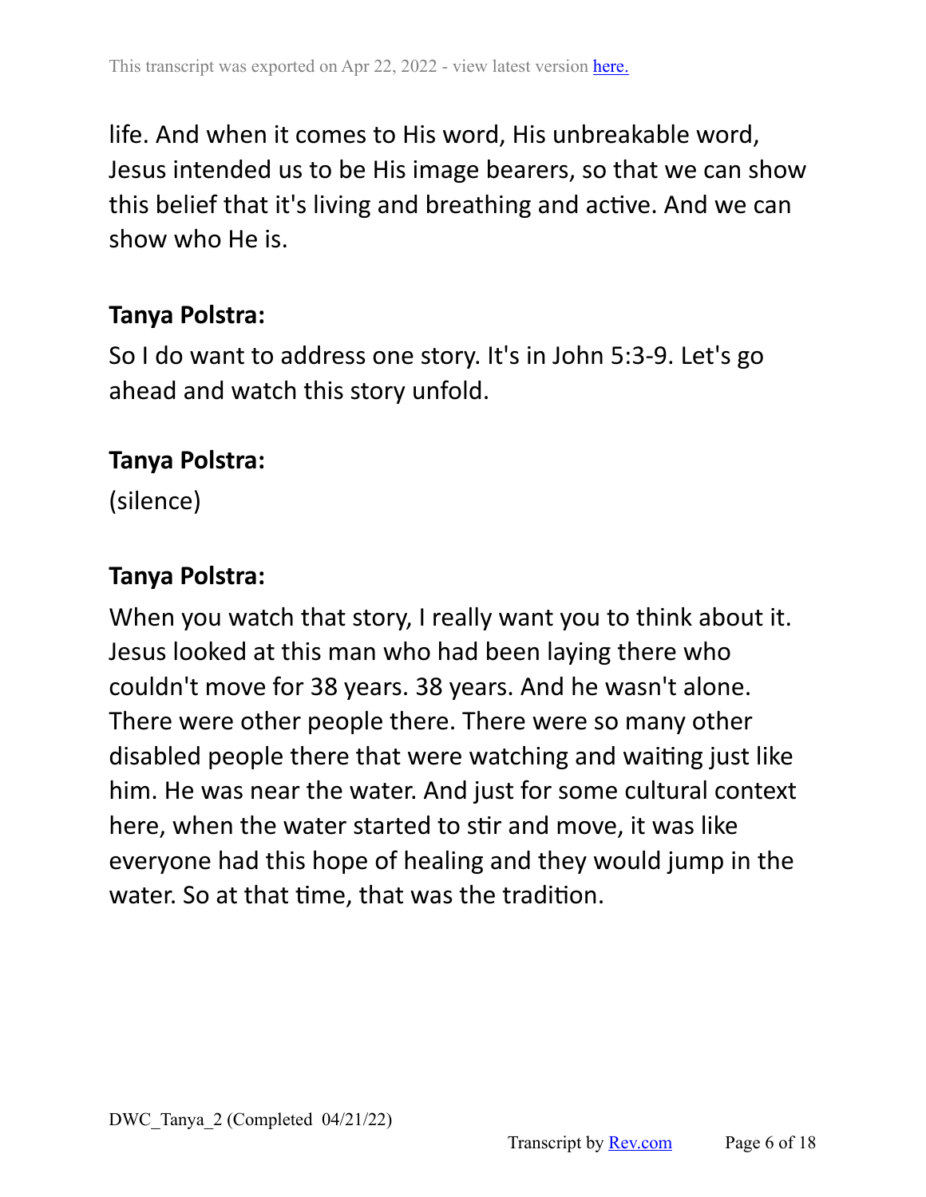life. And when it comes to His word, His unbreakable word, Jesus intended us to be His image bearers, so that we can show this belief that it's living and breathing and active. And we can show who He is.

**Tanya Polstra:**

So I do want to address one story. It's in John 5:3-9. Let's go ahead and watch this story unfold.

**Tanya Polstra:**

(silence)

**Tanya Polstra:**

When you watch that story, I really want you to think about it. Jesus looked at this man who had been laying there who couldn't move for 38 years. 38 years. And he wasn't alone. There were other people there. There were so many other disabled people there that were watching and waiting just like him. He was near the water. And just for some cultural context here, when the water started to stir and move, it was like everyone had this hope of healing and they would jump in the water. So at that time, that was the tradition.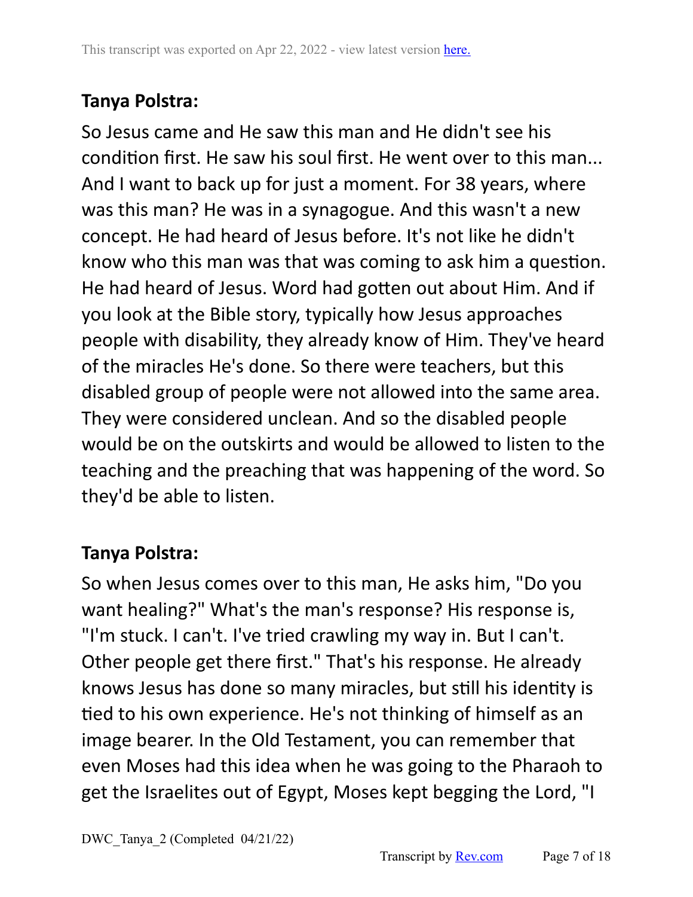**Tanya Polstra:**

So Jesus came and He saw this man and He didn't see his condition first. He saw his soul first. He went over to this man... And I want to back up for just a moment. For 38 years, where was this man? He was in a synagogue. And this wasn't a new concept. He had heard of Jesus before. It's not like he didn't know who this man was that was coming to ask him a question. He had heard of Jesus. Word had gotten out about Him. And if you look at the Bible story, typically how Jesus approaches people with disability, they already know of Him. They've heard of the miracles He's done. So there were teachers, but this disabled group of people were not allowed into the same area. They were considered unclean. And so the disabled people would be on the outskirts and would be allowed to listen to the teaching and the preaching that was happening of the word. So they'd be able to listen.

**Tanya Polstra:**

So when Jesus comes over to this man, He asks him, "Do you want healing?" What's the man's response? His response is, "I'm stuck. I can't. I've tried crawling my way in. But I can't. Other people get there first." That's his response. He already knows Jesus has done so many miracles, but still his identity is tied to his own experience. He's not thinking of himself as an image bearer. In the Old Testament, you can remember that even Moses had this idea when he was going to the Pharaoh to get the Israelites out of Egypt, Moses kept begging the Lord, "I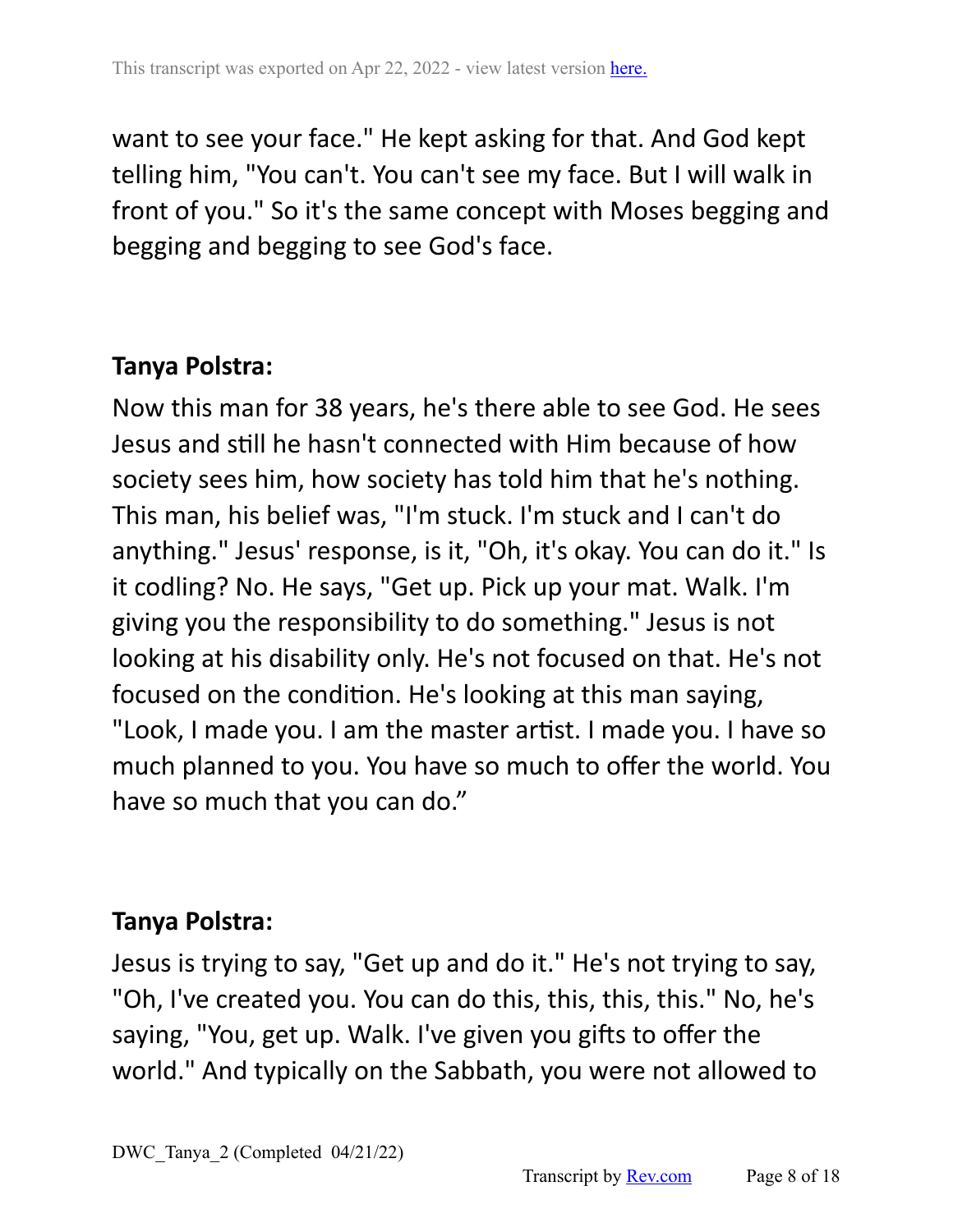want to see your face." He kept asking for that. And God kept telling him, "You can't. You can't see my face. But I will walk in front of you." So it's the same concept with Moses begging and begging and begging to see God's face.

**Tanya Polstra:**

Now this man for 38 years, he's there able to see God. He sees Jesus and still he hasn't connected with Him because of how society sees him, how society has told him that he's nothing. This man, his belief was, "I'm stuck. I'm stuck and I can't do anything." Jesus' response, is it, "Oh, it's okay. You can do it." Is it codling? No. He says, "Get up. Pick up your mat. Walk. I'm giving you the responsibility to do something." Jesus is not looking at his disability only. He's not focused on that. He's not focused on the condition. He's looking at this man saying, "Look, I made you. I am the master artist. I made you. I have so much planned to you. You have so much to offer the world. You have so much that you can do."

**Tanya Polstra:**

Jesus is trying to say, "Get up and do it." He's not trying to say, "Oh, I've created you. You can do this, this, this, this." No, he's saying, "You, get up. Walk. I've given you gifts to offer the world." And typically on the Sabbath, you were not allowed to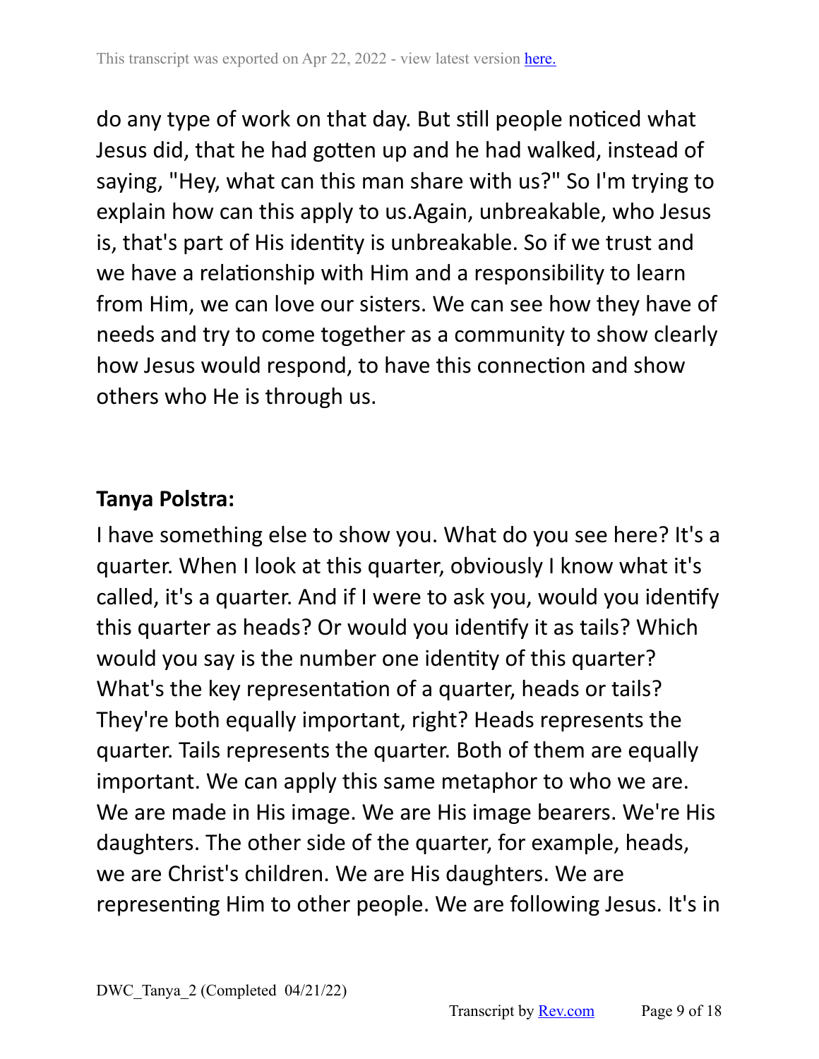do any type of work on that day. But still people noticed what Jesus did, that he had gotten up and he had walked, instead of saying, "Hey, what can this man share with us?" So I'm trying to explain how can this apply to us.Again, unbreakable, who Jesus is, that's part of His identity is unbreakable. So if we trust and we have a relationship with Him and a responsibility to learn from Him, we can love our sisters. We can see how they have of needs and try to come together as a community to show clearly how Jesus would respond, to have this connection and show others who He is through us.

**Tanya Polstra:**

I have something else to show you. What do you see here? It's a quarter. When I look at this quarter, obviously I know what it's called, it's a quarter. And if I were to ask you, would you identify this quarter as heads? Or would you identify it as tails? Which would you say is the number one identity of this quarter? What's the key representation of a quarter, heads or tails? They're both equally important, right? Heads represents the quarter. Tails represents the quarter. Both of them are equally important. We can apply this same metaphor to who we are. We are made in His image. We are His image bearers. We're His daughters. The other side of the quarter, for example, heads, we are Christ's children. We are His daughters. We are representing Him to other people. We are following Jesus. It's in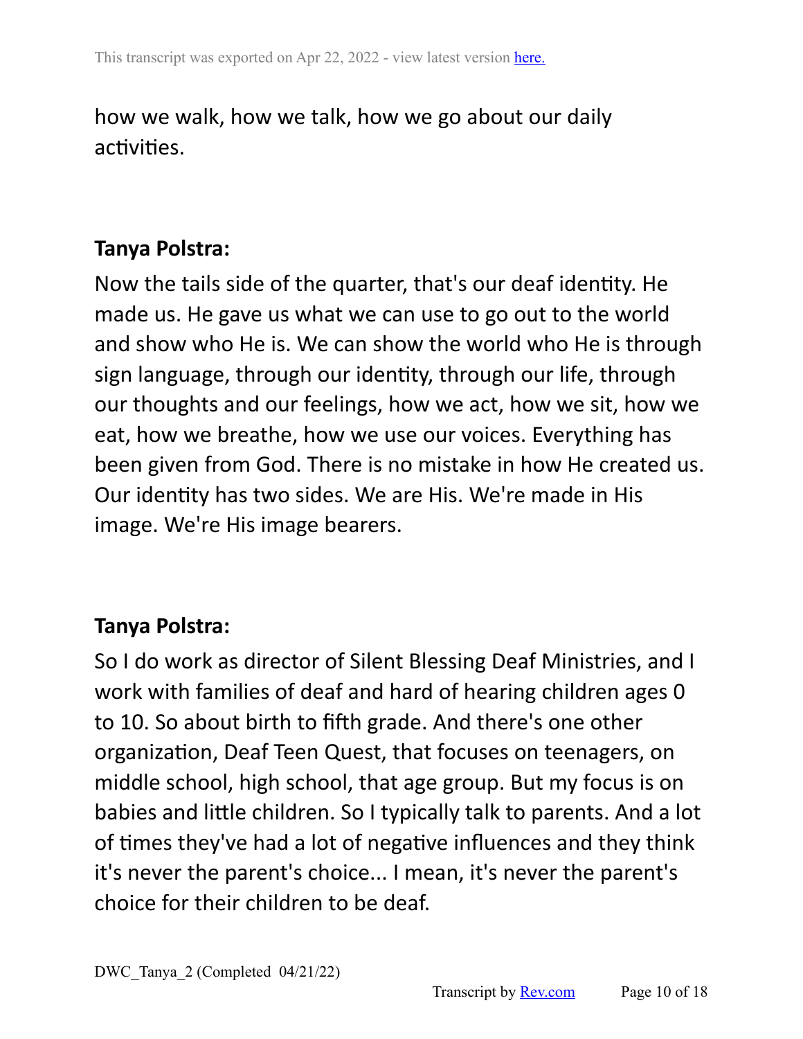how we walk, how we talk, how we go about our daily activities.

**Tanya Polstra:**

Now the tails side of the quarter, that's our deaf identity. He made us. He gave us what we can use to go out to the world and show who He is. We can show the world who He is through sign language, through our identity, through our life, through our thoughts and our feelings, how we act, how we sit, how we eat, how we breathe, how we use our voices. Everything has been given from God. There is no mistake in how He created us. Our identity has two sides. We are His. We're made in His image. We're His image bearers.

**Tanya Polstra:**

So I do work as director of Silent Blessing Deaf Ministries, and I work with families of deaf and hard of hearing children ages 0 to 10. So about birth to fifth grade. And there's one other organization, Deaf Teen Quest, that focuses on teenagers, on middle school, high school, that age group. But my focus is on babies and little children. So I typically talk to parents. And a lot of times they've had a lot of negative influences and they think it's never the parent's choice... I mean, it's never the parent's choice for their children to be deaf.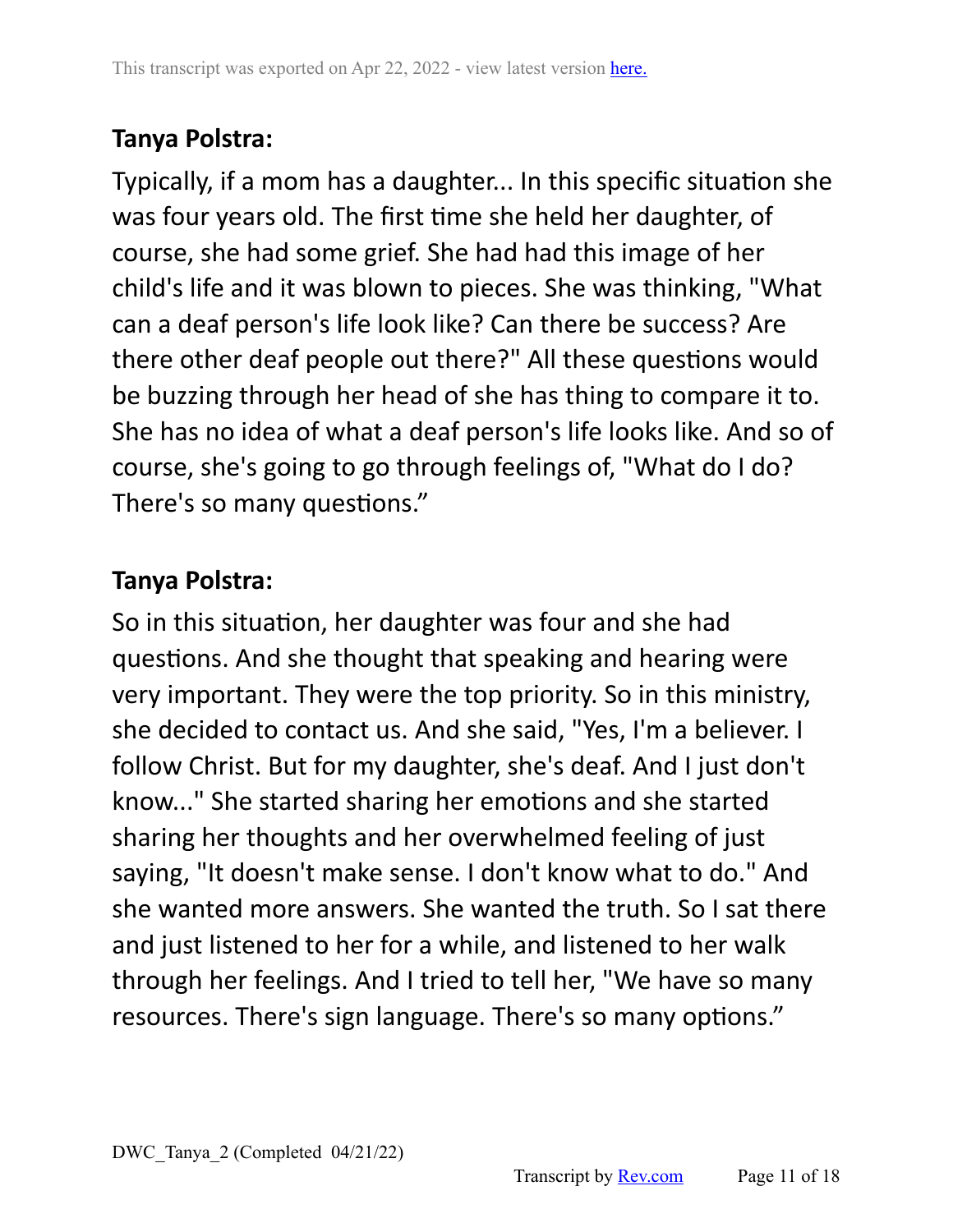**Tanya Polstra:**

Typically, if a mom has a daughter... In this specific situation she was four years old. The first time she held her daughter, of course, she had some grief. She had had this image of her child's life and it was blown to pieces. She was thinking, "What can a deaf person's life look like? Can there be success? Are there other deaf people out there?" All these questions would be buzzing through her head of she has thing to compare it to. She has no idea of what a deaf person's life looks like. And so of course, she's going to go through feelings of, "What do I do? There's so many questions."

**Tanya Polstra:**

So in this situation, her daughter was four and she had questions. And she thought that speaking and hearing were very important. They were the top priority. So in this ministry, she decided to contact us. And she said, "Yes, I'm a believer. I follow Christ. But for my daughter, she's deaf. And I just don't know..." She started sharing her emotions and she started sharing her thoughts and her overwhelmed feeling of just saying, "It doesn't make sense. I don't know what to do." And she wanted more answers. She wanted the truth. So I sat there and just listened to her for a while, and listened to her walk through her feelings. And I tried to tell her, "We have so many resources. There's sign language. There's so many options."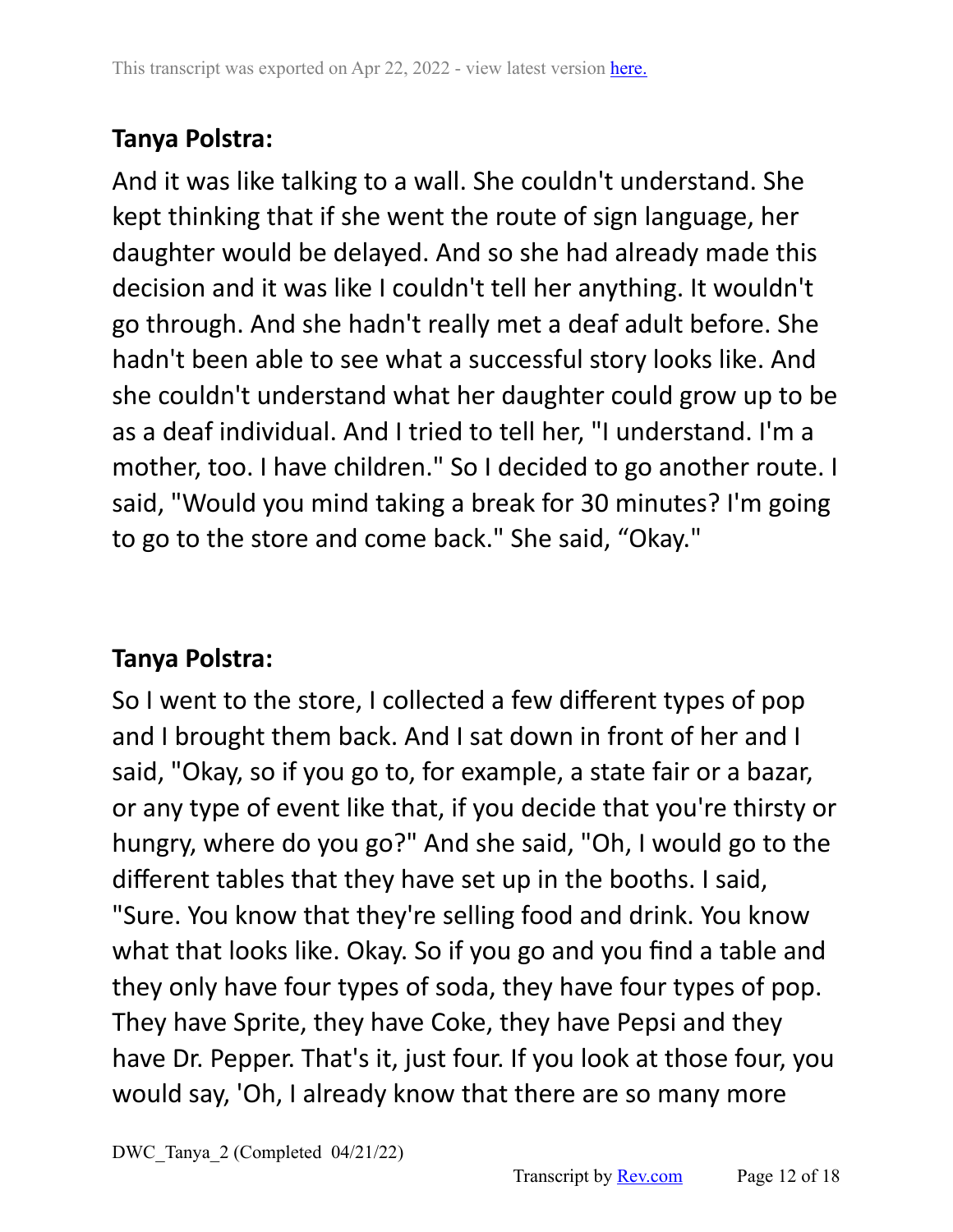**Tanya Polstra:**

And it was like talking to a wall. She couldn't understand. She kept thinking that if she went the route of sign language, her daughter would be delayed. And so she had already made this decision and it was like I couldn't tell her anything. It wouldn't go through. And she hadn't really met a deaf adult before. She hadn't been able to see what a successful story looks like. And she couldn't understand what her daughter could grow up to be as a deaf individual. And I tried to tell her, "I understand. I'm a mother, too. I have children." So I decided to go another route. I said, "Would you mind taking a break for 30 minutes? I'm going to go to the store and come back." She said, "Okay."

**Tanya Polstra:**

So I went to the store, I collected a few different types of pop and I brought them back. And I sat down in front of her and I said, "Okay, so if you go to, for example, a state fair or a bazar, or any type of event like that, if you decide that you're thirsty or hungry, where do you go?" And she said, "Oh, I would go to the different tables that they have set up in the booths. I said, "Sure. You know that they're selling food and drink. You know what that looks like. Okay. So if you go and you find a table and they only have four types of soda, they have four types of pop. They have Sprite, they have Coke, they have Pepsi and they have Dr. Pepper. That's it, just four. If you look at those four, you would say, 'Oh, I already know that there are so many more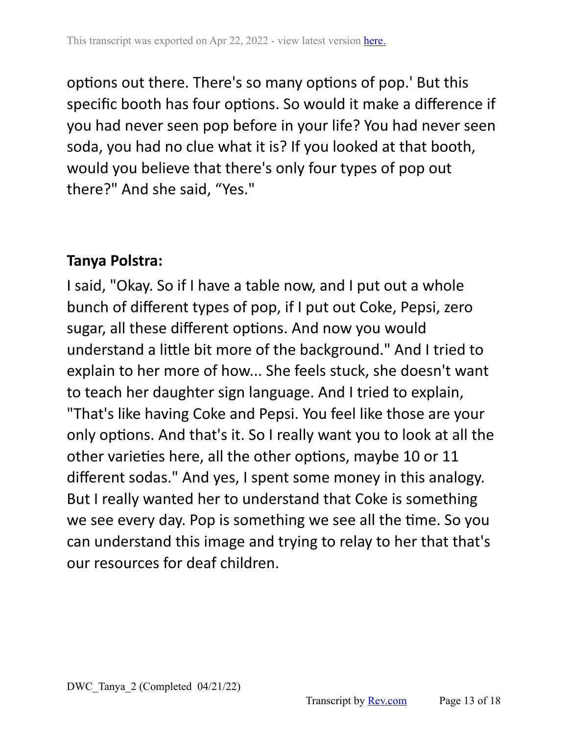options out there. There's so many options of pop.' But this specific booth has four options. So would it make a difference if you had never seen pop before in your life? You had never seen soda, you had no clue what it is? If you looked at that booth, would you believe that there's only four types of pop out there?" And she said, "Yes."

**Tanya Polstra:**

I said, "Okay. So if I have a table now, and I put out a whole bunch of different types of pop, if I put out Coke, Pepsi, zero sugar, all these different options. And now you would understand a little bit more of the background." And I tried to explain to her more of how... She feels stuck, she doesn't want to teach her daughter sign language. And I tried to explain, "That's like having Coke and Pepsi. You feel like those are your only options. And that's it. So I really want you to look at all the other varieties here, all the other options, maybe 10 or 11 different sodas." And yes, I spent some money in this analogy. But I really wanted her to understand that Coke is something we see every day. Pop is something we see all the time. So you can understand this image and trying to relay to her that that's our resources for deaf children.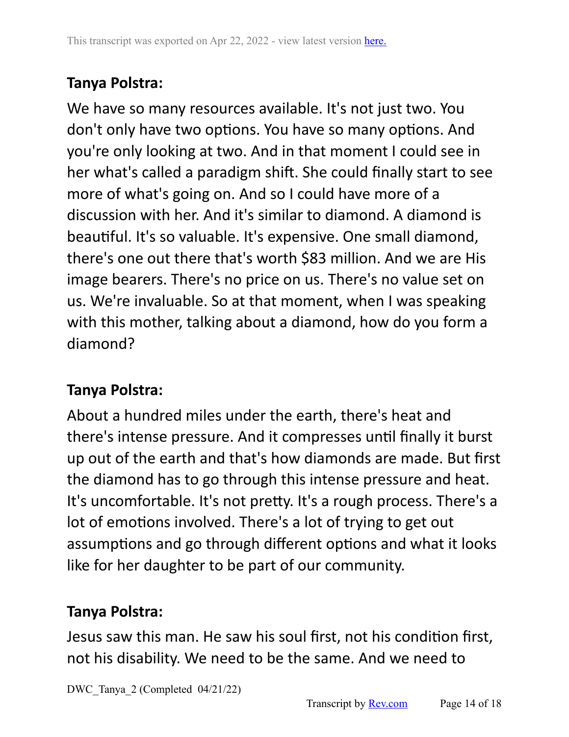**Tanya Polstra:**

We have so many resources available. It's not just two. You don't only have two options. You have so many options. And you're only looking at two. And in that moment I could see in her what's called a paradigm shift. She could finally start to see more of what's going on. And so I could have more of a discussion with her. And it's similar to diamond. A diamond is beautiful. It's so valuable. It's expensive. One small diamond, there's one out there that's worth $83 million. And we are His image bearers. There's no price on us. There's no value set on us. We're invaluable. So at that moment, when I was speaking with this mother, talking about a diamond, how do you form a diamond?

**Tanya Polstra:**

About a hundred miles under the earth, there's heat and there's intense pressure. And it compresses until finally it burst up out of the earth and that's how diamonds are made. But first the diamond has to go through this intense pressure and heat. It's uncomfortable. It's not pretty. It's a rough process. There's a lot of emotions involved. There's a lot of trying to get out assumptions and go through different options and what it looks like for her daughter to be part of our community.

**Tanya Polstra:**

Jesus saw this man. He saw his soul first, not his condition first, not his disability. We need to be the same. And we need to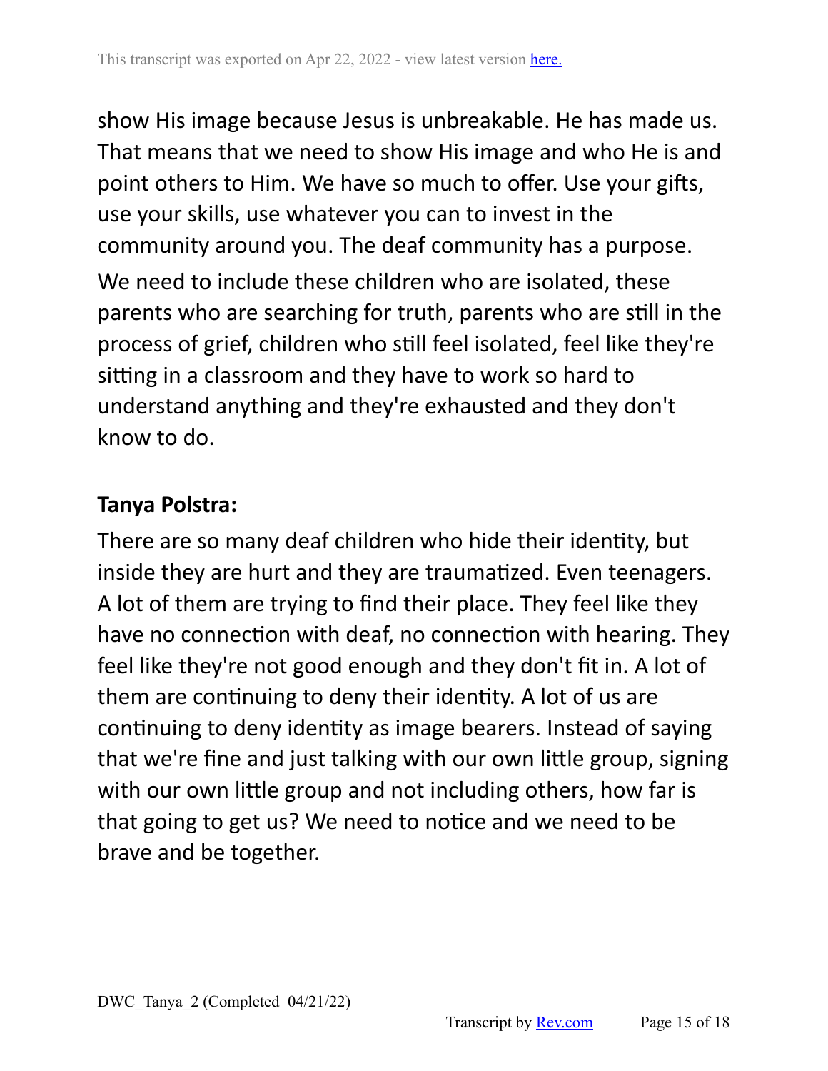show His image because Jesus is unbreakable. He has made us. That means that we need to show His image and who He is and point others to Him. We have so much to offer. Use your gifts, use your skills, use whatever you can to invest in the community around you. The deaf community has a purpose. We need to include these children who are isolated, these parents who are searching for truth, parents who are still in the process of grief, children who still feel isolated, feel like they're sitting in a classroom and they have to work so hard to understand anything and they're exhausted and they don't know to do.

**Tanya Polstra:**

There are so many deaf children who hide their identity, but inside they are hurt and they are traumatized. Even teenagers. A lot of them are trying to find their place. They feel like they have no connection with deaf, no connection with hearing. They feel like they're not good enough and they don't fit in. A lot of them are continuing to deny their identity. A lot of us are continuing to deny identity as image bearers. Instead of saying that we're fine and just talking with our own little group, signing with our own little group and not including others, how far is that going to get us? We need to notice and we need to be brave and be together.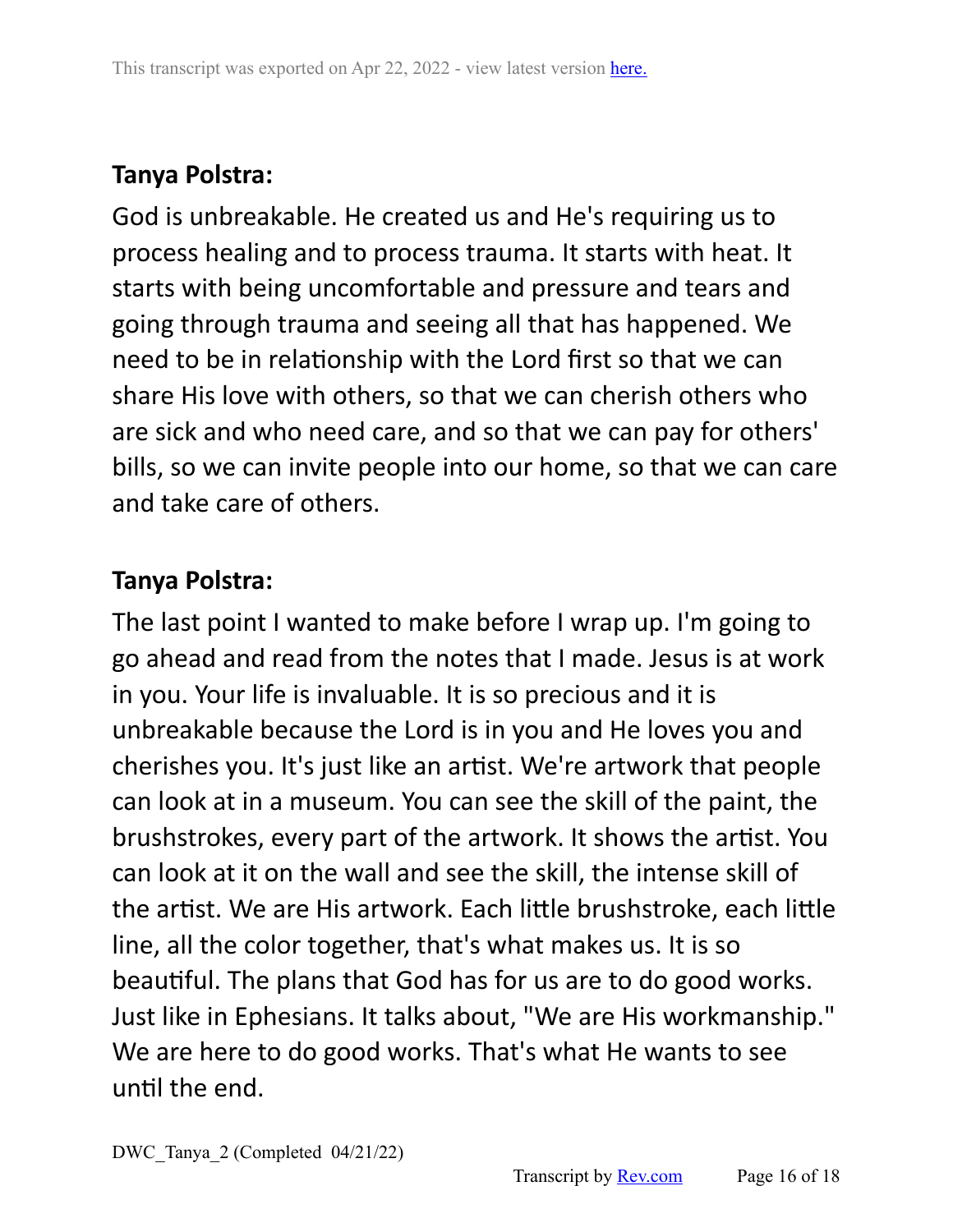**Tanya Polstra:**

God is unbreakable. He created us and He's requiring us to process healing and to process trauma. It starts with heat. It starts with being uncomfortable and pressure and tears and going through trauma and seeing all that has happened. We need to be in relationship with the Lord first so that we can share His love with others, so that we can cherish others who are sick and who need care, and so that we can pay for others' bills, so we can invite people into our home, so that we can care and take care of others.

**Tanya Polstra:**

The last point I wanted to make before I wrap up. I'm going to go ahead and read from the notes that I made. Jesus is at work in you. Your life is invaluable. It is so precious and it is unbreakable because the Lord is in you and He loves you and cherishes you. It's just like an artist. We're artwork that people can look at in a museum. You can see the skill of the paint, the brushstrokes, every part of the artwork. It shows the artist. You can look at it on the wall and see the skill, the intense skill of the artist. We are His artwork. Each little brushstroke, each little line, all the color together, that's what makes us. It is so beautiful. The plans that God has for us are to do good works. Just like in Ephesians. It talks about, "We are His workmanship." We are here to do good works. That's what He wants to see until the end.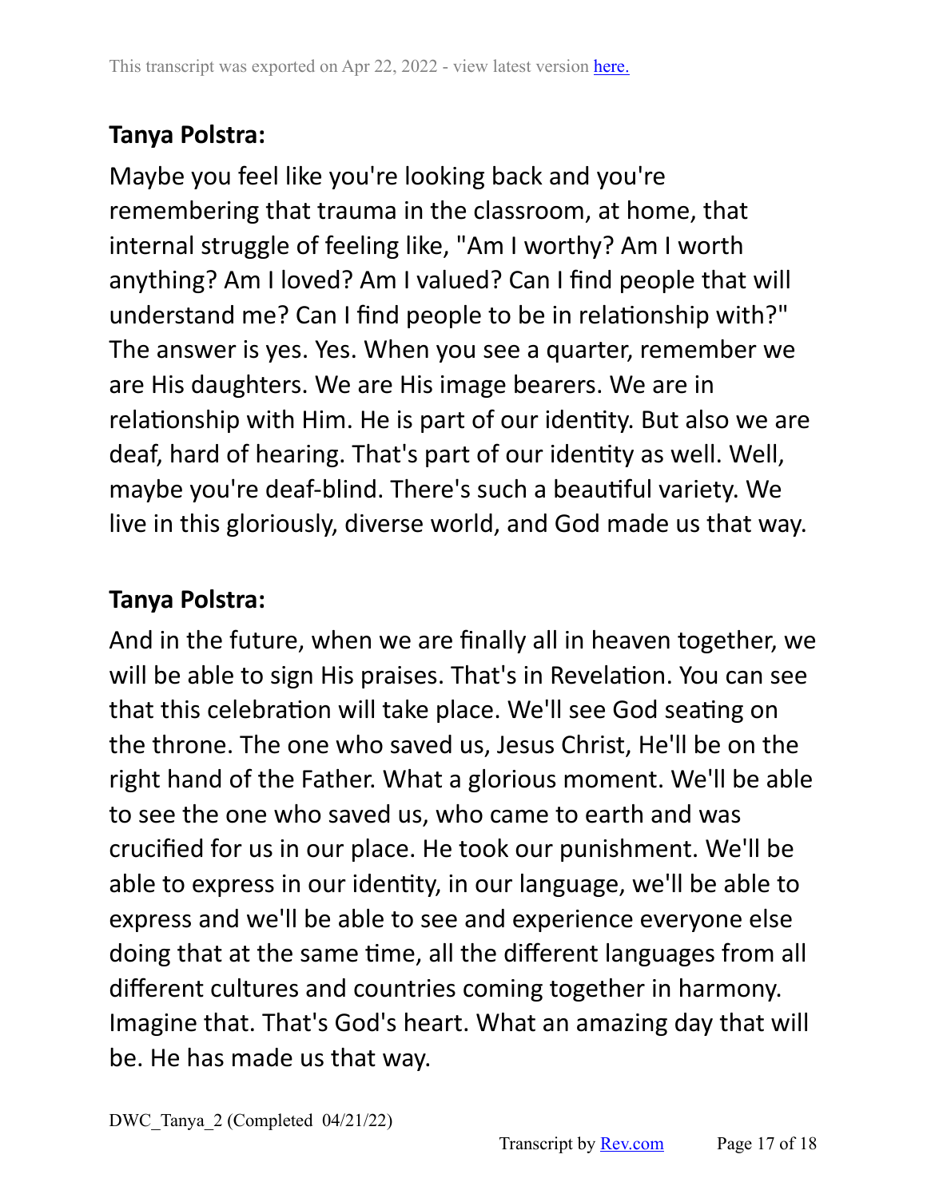**Tanya Polstra:**

Maybe you feel like you're looking back and you're remembering that trauma in the classroom, at home, that internal struggle of feeling like, "Am I worthy? Am I worth anything? Am I loved? Am I valued? Can I find people that will understand me? Can I find people to be in relationship with?" The answer is yes. Yes. When you see a quarter, remember we are His daughters. We are His image bearers. We are in relationship with Him. He is part of our identity. But also we are deaf, hard of hearing. That's part of our identity as well. Well, maybe you're deaf-blind. There's such a beautiful variety. We live in this gloriously, diverse world, and God made us that way.

**Tanya Polstra:**

And in the future, when we are finally all in heaven together, we will be able to sign His praises. That's in Revelation. You can see that this celebration will take place. We'll see God seating on the throne. The one who saved us, Jesus Christ, He'll be on the right hand of the Father. What a glorious moment. We'll be able to see the one who saved us, who came to earth and was crucified for us in our place. He took our punishment. We'll be able to express in our identity, in our language, we'll be able to express and we'll be able to see and experience everyone else doing that at the same time, all the different languages from all different cultures and countries coming together in harmony. Imagine that. That's God's heart. What an amazing day that will be. He has made us that way.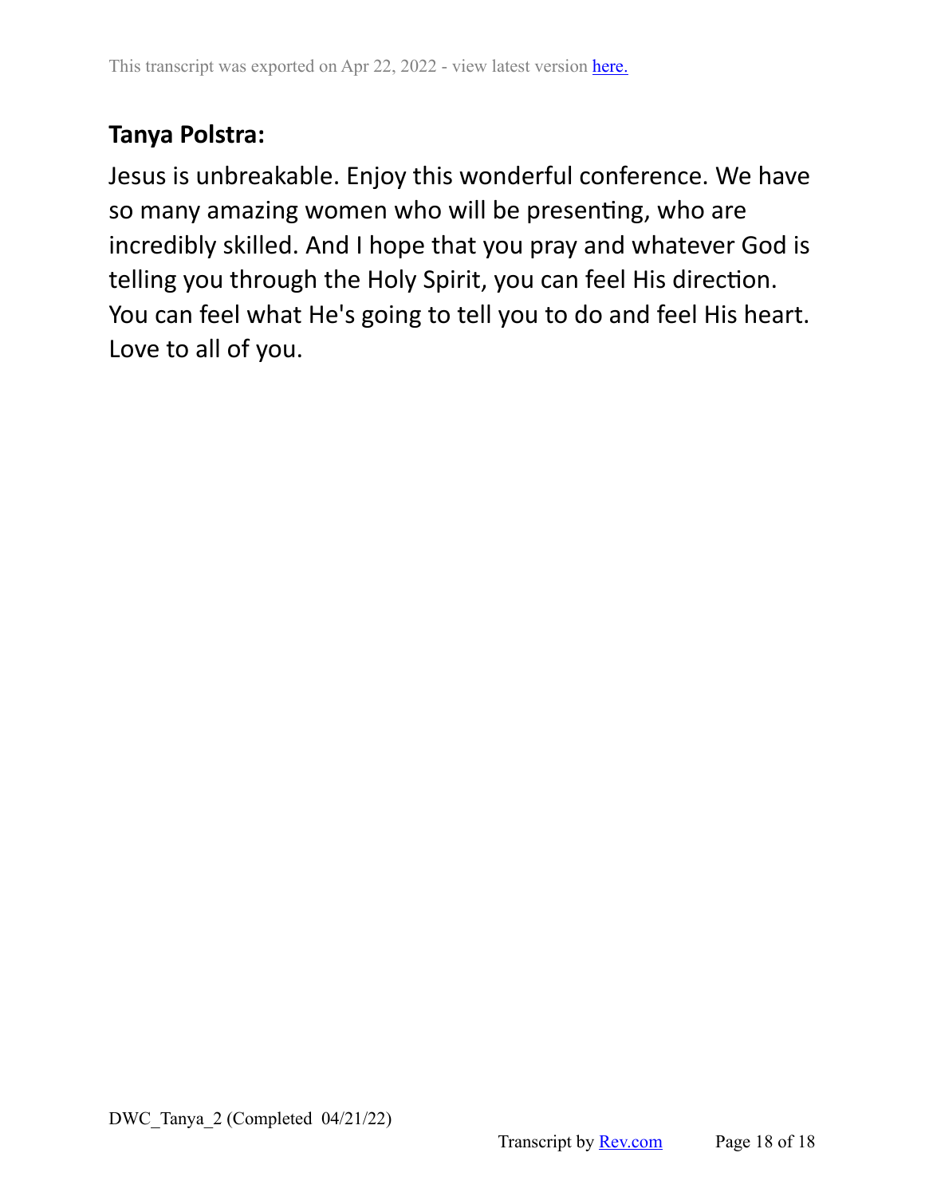**Tanya Polstra:**

Jesus is unbreakable. Enjoy this wonderful conference. We have so many amazing women who will be presenting, who are incredibly skilled. And I hope that you pray and whatever God is telling you through the Holy Spirit, you can feel His direction. You can feel what He's going to tell you to do and feel His heart. Love to all of you.